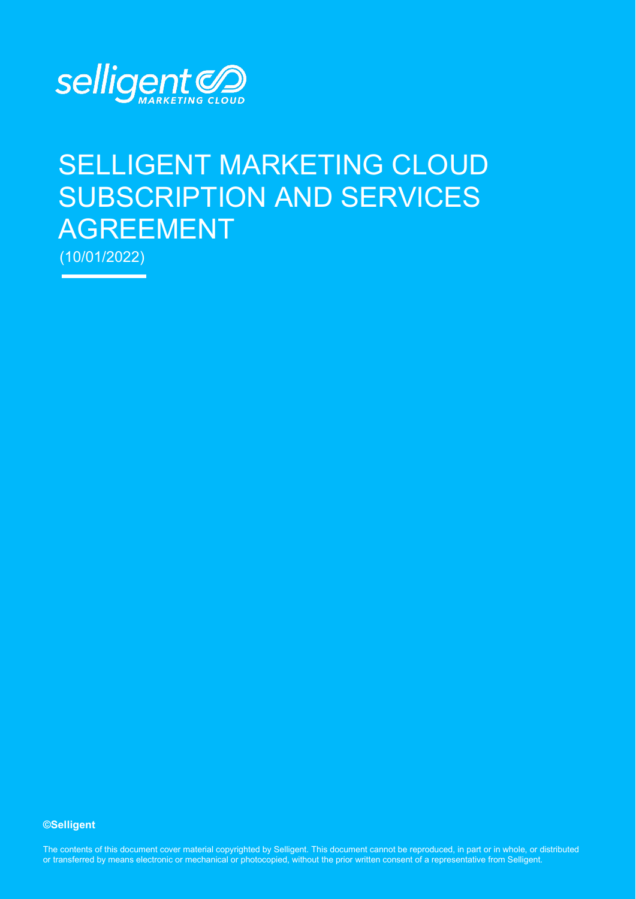selligent MARKETING CLOUD

# SELLIGENT MARKETING CLOUD SUBSCRIPTION AND SERVICES AGREEMENT

(10/01/2022)

**©Selligent**

The contents of this document cover material copyrighted by Selligent. This document cannot be reproduced, in part or in whole, or distributed or transferred by means electronic or mechanical or photocopied, without the prior written consent of a representative from Selligent.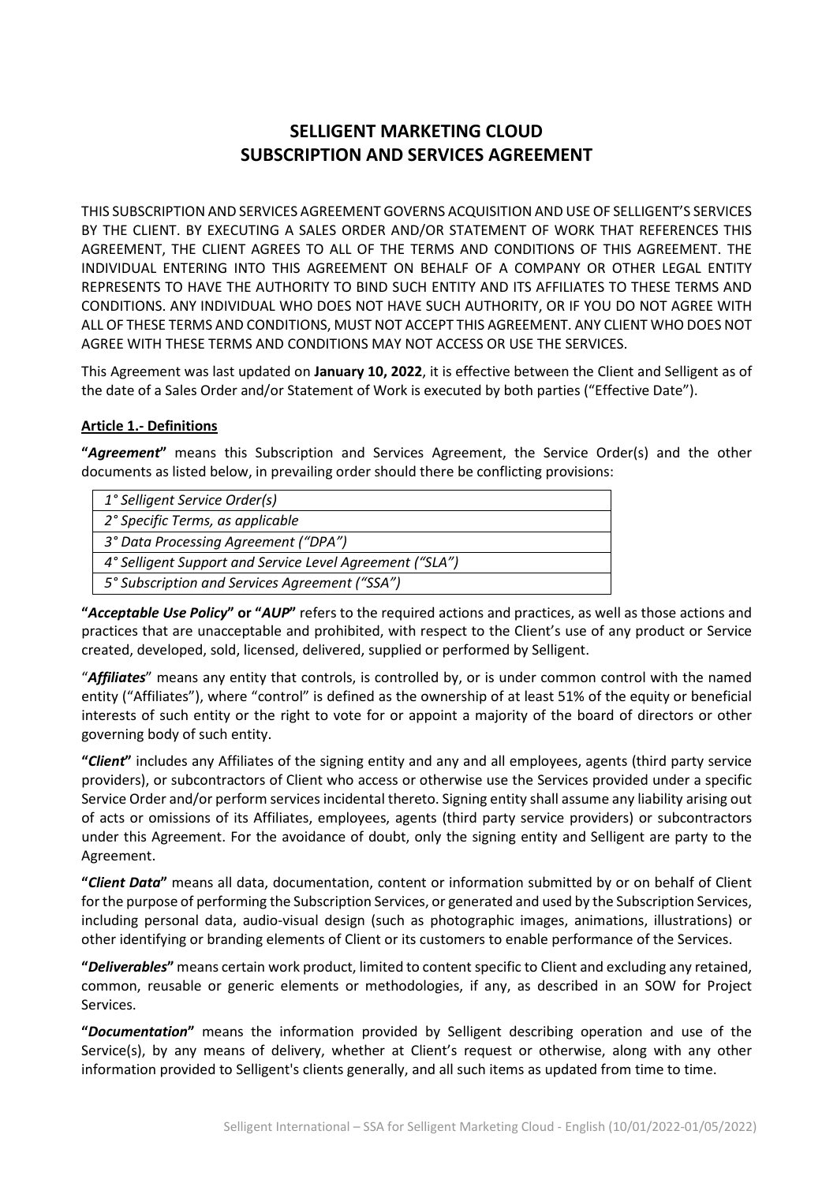# SELLIGENT MARKETING CLOUD
# SUBSCRIPTION AND SERVICES AGREEMENT

THIS SUBSCRIPTION AND SERVICES AGREEMENT GOVERNS ACQUISITION AND USE OF SELLIGENT'S SERVICES BY THE CLIENT. BY EXECUTING A SALES ORDER AND/OR STATEMENT OF WORK THAT REFERENCES THIS AGREEMENT, THE CLIENT AGREES TO ALL OF THE TERMS AND CONDITIONS OF THIS AGREEMENT. THE INDIVIDUAL ENTERING INTO THIS AGREEMENT ON BEHALF OF A COMPANY OR OTHER LEGAL ENTITY REPRESENTS TO HAVE THE AUTHORITY TO BIND SUCH ENTITY AND ITS AFFILIATES TO THESE TERMS AND CONDITIONS. ANY INDIVIDUAL WHO DOES NOT HAVE SUCH AUTHORITY, OR IF YOU DO NOT AGREE WITH ALL OF THESE TERMS AND CONDITIONS, MUST NOT ACCEPT THIS AGREEMENT. ANY CLIENT WHO DOES NOT AGREE WITH THESE TERMS AND CONDITIONS MAY NOT ACCESS OR USE THE SERVICES.

This Agreement was last updated on **January 10, 2022**, it is effective between the Client and Selligent as of the date of a Sales Order and/or Statement of Work is executed by both parties ("Effective Date").

## Article 1.- Definitions

**"*Agreement*"** means this Subscription and Services Agreement, the Service Order(s) and the other documents as listed below, in prevailing order should there be conflicting provisions:

| *1° Selligent Service Order(s)* |
| --- |
| *2° Specific Terms, as applicable* |
| *3° Data Processing Agreement ("DPA")* |
| *4° Selligent Support and Service Level Agreement ("SLA")* |
| *5° Subscription and Services Agreement ("SSA")* |

**"*Acceptable Use Policy*" or "*AUP*"** refers to the required actions and practices, as well as those actions and practices that are unacceptable and prohibited, with respect to the Client's use of any product or Service created, developed, sold, licensed, delivered, supplied or performed by Selligent.

"***Affiliates***" means any entity that controls, is controlled by, or is under common control with the named entity ("Affiliates"), where "control" is defined as the ownership of at least 51% of the equity or beneficial interests of such entity or the right to vote for or appoint a majority of the board of directors or other governing body of such entity.

**"*Client*"** includes any Affiliates of the signing entity and any and all employees, agents (third party service providers), or subcontractors of Client who access or otherwise use the Services provided under a specific Service Order and/or perform services incidental thereto. Signing entity shall assume any liability arising out of acts or omissions of its Affiliates, employees, agents (third party service providers) or subcontractors under this Agreement. For the avoidance of doubt, only the signing entity and Selligent are party to the Agreement.

**"*Client Data*"** means all data, documentation, content or information submitted by or on behalf of Client for the purpose of performing the Subscription Services, or generated and used by the Subscription Services, including personal data, audio-visual design (such as photographic images, animations, illustrations) or other identifying or branding elements of Client or its customers to enable performance of the Services.

**"*Deliverables*"** means certain work product, limited to content specific to Client and excluding any retained, common, reusable or generic elements or methodologies, if any, as described in an SOW for Project Services.

**"*Documentation*"** means the information provided by Selligent describing operation and use of the Service(s), by any means of delivery, whether at Client's request or otherwise, along with any other information provided to Selligent's clients generally, and all such items as updated from time to time.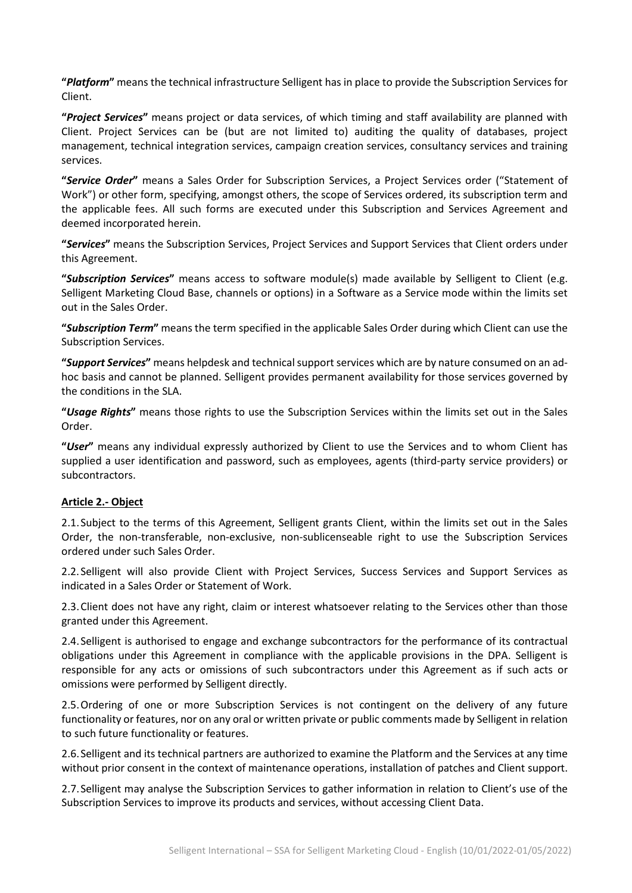**"*Platform*"** means the technical infrastructure Selligent has in place to provide the Subscription Services for Client.

**"*Project Services*"** means project or data services, of which timing and staff availability are planned with Client. Project Services can be (but are not limited to) auditing the quality of databases, project management, technical integration services, campaign creation services, consultancy services and training services.

**"*Service Order*"** means a Sales Order for Subscription Services, a Project Services order ("Statement of Work") or other form, specifying, amongst others, the scope of Services ordered, its subscription term and the applicable fees. All such forms are executed under this Subscription and Services Agreement and deemed incorporated herein.

**"*Services*"** means the Subscription Services, Project Services and Support Services that Client orders under this Agreement.

**"*Subscription Services*"** means access to software module(s) made available by Selligent to Client (e.g. Selligent Marketing Cloud Base, channels or options) in a Software as a Service mode within the limits set out in the Sales Order.

**"*Subscription Term*"** means the term specified in the applicable Sales Order during which Client can use the Subscription Services.

**"*Support Services*"** means helpdesk and technical support services which are by nature consumed on an ad-hoc basis and cannot be planned. Selligent provides permanent availability for those services governed by the conditions in the SLA.

**"*Usage Rights*"** means those rights to use the Subscription Services within the limits set out in the Sales Order.

**"*User*"** means any individual expressly authorized by Client to use the Services and to whom Client has supplied a user identification and password, such as employees, agents (third-party service providers) or subcontractors.

**Article 2.- Object**

2.1. Subject to the terms of this Agreement, Selligent grants Client, within the limits set out in the Sales Order, the non-transferable, non-exclusive, non-sublicenseable right to use the Subscription Services ordered under such Sales Order.

2.2. Selligent will also provide Client with Project Services, Success Services and Support Services as indicated in a Sales Order or Statement of Work.

2.3. Client does not have any right, claim or interest whatsoever relating to the Services other than those granted under this Agreement.

2.4. Selligent is authorised to engage and exchange subcontractors for the performance of its contractual obligations under this Agreement in compliance with the applicable provisions in the DPA. Selligent is responsible for any acts or omissions of such subcontractors under this Agreement as if such acts or omissions were performed by Selligent directly.

2.5. Ordering of one or more Subscription Services is not contingent on the delivery of any future functionality or features, nor on any oral or written private or public comments made by Selligent in relation to such future functionality or features.

2.6. Selligent and its technical partners are authorized to examine the Platform and the Services at any time without prior consent in the context of maintenance operations, installation of patches and Client support.

2.7. Selligent may analyse the Subscription Services to gather information in relation to Client's use of the Subscription Services to improve its products and services, without accessing Client Data.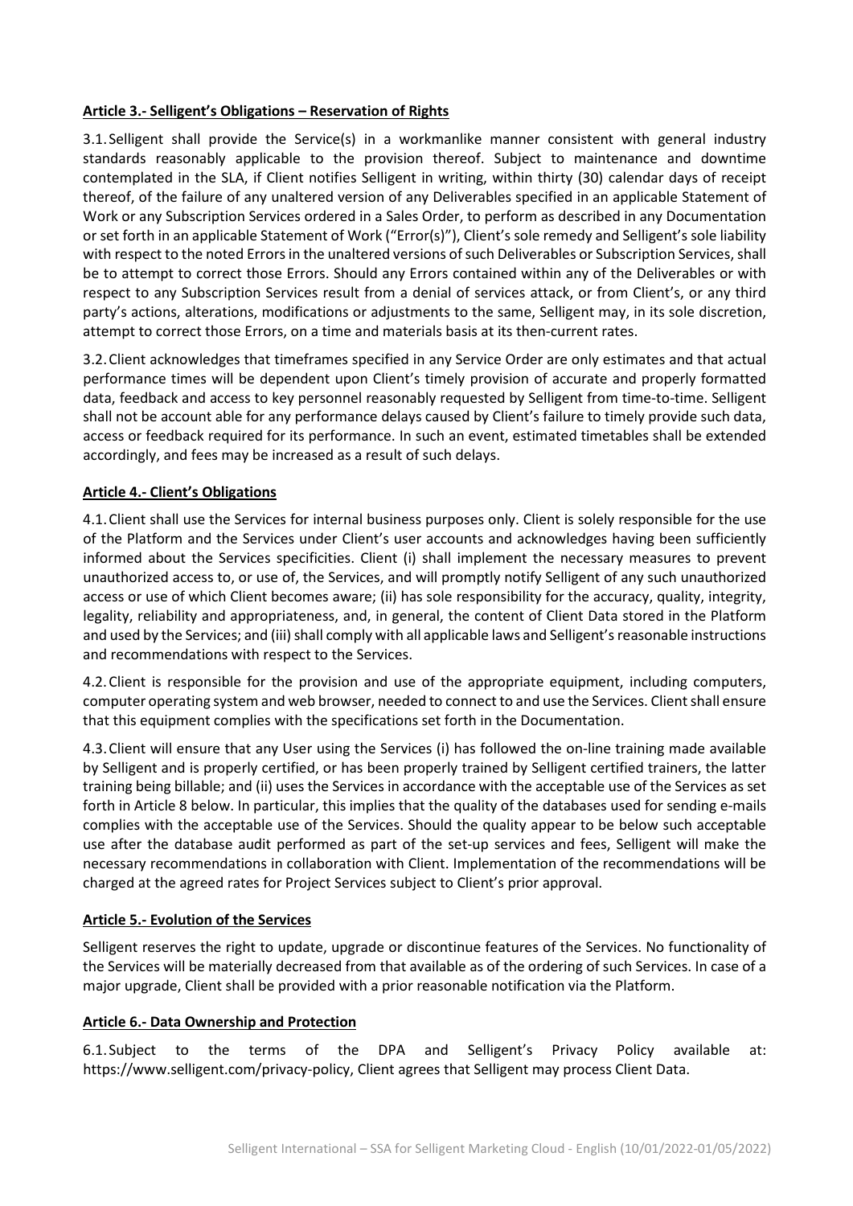**Article 3.- Selligent's Obligations – Reservation of Rights**

3.1. Selligent shall provide the Service(s) in a workmanlike manner consistent with general industry standards reasonably applicable to the provision thereof. Subject to maintenance and downtime contemplated in the SLA, if Client notifies Selligent in writing, within thirty (30) calendar days of receipt thereof, of the failure of any unaltered version of any Deliverables specified in an applicable Statement of Work or any Subscription Services ordered in a Sales Order, to perform as described in any Documentation or set forth in an applicable Statement of Work ("Error(s)"), Client's sole remedy and Selligent's sole liability with respect to the noted Errors in the unaltered versions of such Deliverables or Subscription Services, shall be to attempt to correct those Errors. Should any Errors contained within any of the Deliverables or with respect to any Subscription Services result from a denial of services attack, or from Client's, or any third party's actions, alterations, modifications or adjustments to the same, Selligent may, in its sole discretion, attempt to correct those Errors, on a time and materials basis at its then-current rates.

3.2. Client acknowledges that timeframes specified in any Service Order are only estimates and that actual performance times will be dependent upon Client's timely provision of accurate and properly formatted data, feedback and access to key personnel reasonably requested by Selligent from time-to-time. Selligent shall not be account able for any performance delays caused by Client's failure to timely provide such data, access or feedback required for its performance. In such an event, estimated timetables shall be extended accordingly, and fees may be increased as a result of such delays.

**Article 4.- Client's Obligations**

4.1. Client shall use the Services for internal business purposes only. Client is solely responsible for the use of the Platform and the Services under Client's user accounts and acknowledges having been sufficiently informed about the Services specificities. Client (i) shall implement the necessary measures to prevent unauthorized access to, or use of, the Services, and will promptly notify Selligent of any such unauthorized access or use of which Client becomes aware; (ii) has sole responsibility for the accuracy, quality, integrity, legality, reliability and appropriateness, and, in general, the content of Client Data stored in the Platform and used by the Services; and (iii) shall comply with all applicable laws and Selligent's reasonable instructions and recommendations with respect to the Services.

4.2. Client is responsible for the provision and use of the appropriate equipment, including computers, computer operating system and web browser, needed to connect to and use the Services. Client shall ensure that this equipment complies with the specifications set forth in the Documentation.

4.3. Client will ensure that any User using the Services (i) has followed the on-line training made available by Selligent and is properly certified, or has been properly trained by Selligent certified trainers, the latter training being billable; and (ii) uses the Services in accordance with the acceptable use of the Services as set forth in Article 8 below. In particular, this implies that the quality of the databases used for sending e-mails complies with the acceptable use of the Services. Should the quality appear to be below such acceptable use after the database audit performed as part of the set-up services and fees, Selligent will make the necessary recommendations in collaboration with Client. Implementation of the recommendations will be charged at the agreed rates for Project Services subject to Client's prior approval.

**Article 5.- Evolution of the Services**

Selligent reserves the right to update, upgrade or discontinue features of the Services. No functionality of the Services will be materially decreased from that available as of the ordering of such Services. In case of a major upgrade, Client shall be provided with a prior reasonable notification via the Platform.

**Article 6.- Data Ownership and Protection**

6.1. Subject to the terms of the DPA and Selligent's Privacy Policy available at: https://www.selligent.com/privacy-policy, Client agrees that Selligent may process Client Data.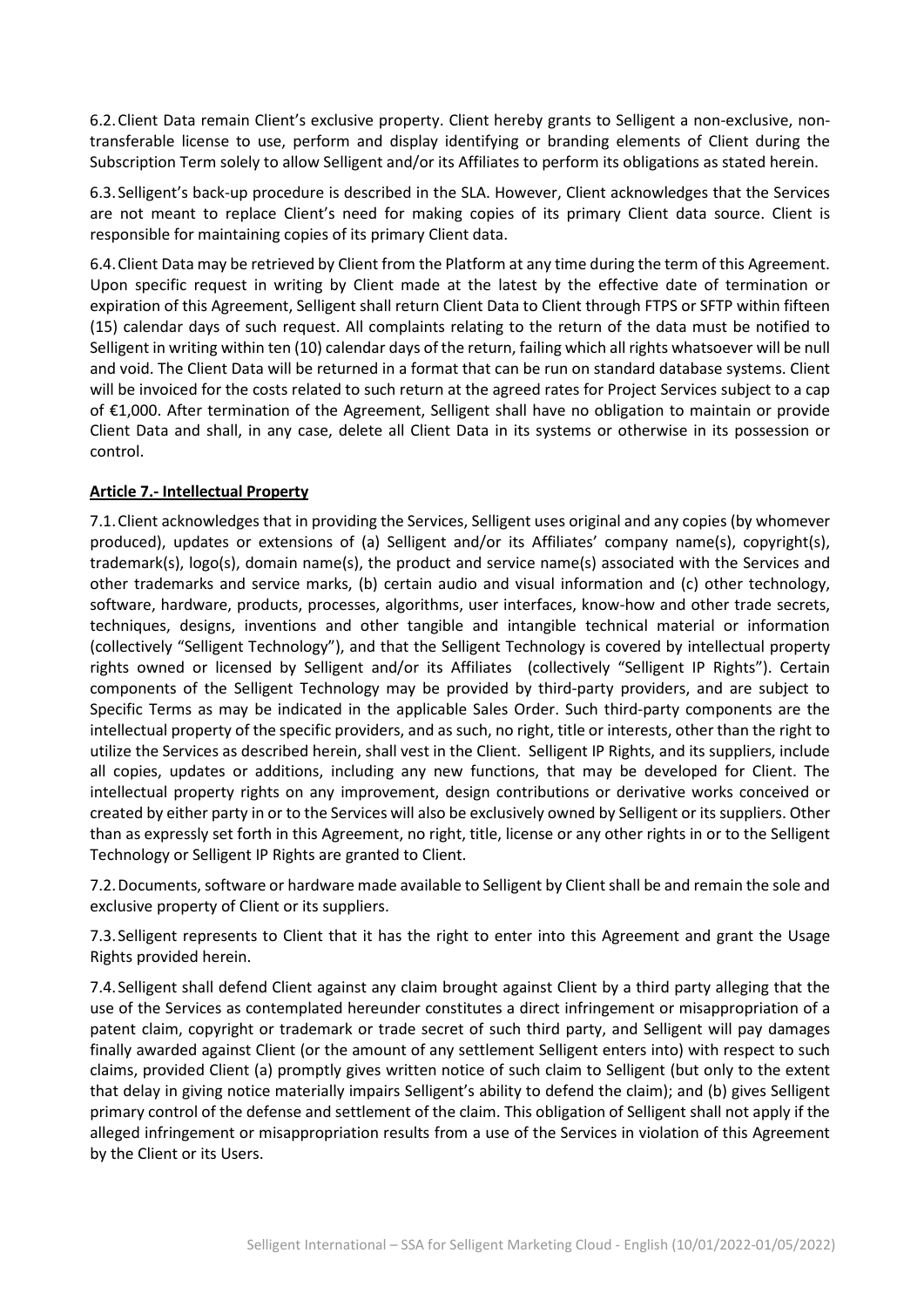6.2. Client Data remain Client's exclusive property. Client hereby grants to Selligent a non-exclusive, non-transferable license to use, perform and display identifying or branding elements of Client during the Subscription Term solely to allow Selligent and/or its Affiliates to perform its obligations as stated herein.

6.3. Selligent's back-up procedure is described in the SLA. However, Client acknowledges that the Services are not meant to replace Client's need for making copies of its primary Client data source. Client is responsible for maintaining copies of its primary Client data.

6.4. Client Data may be retrieved by Client from the Platform at any time during the term of this Agreement. Upon specific request in writing by Client made at the latest by the effective date of termination or expiration of this Agreement, Selligent shall return Client Data to Client through FTPS or SFTP within fifteen (15) calendar days of such request. All complaints relating to the return of the data must be notified to Selligent in writing within ten (10) calendar days of the return, failing which all rights whatsoever will be null and void. The Client Data will be returned in a format that can be run on standard database systems. Client will be invoiced for the costs related to such return at the agreed rates for Project Services subject to a cap of €1,000. After termination of the Agreement, Selligent shall have no obligation to maintain or provide Client Data and shall, in any case, delete all Client Data in its systems or otherwise in its possession or control.

## Article 7.- Intellectual Property

7.1. Client acknowledges that in providing the Services, Selligent uses original and any copies (by whomever produced), updates or extensions of (a) Selligent and/or its Affiliates' company name(s), copyright(s), trademark(s), logo(s), domain name(s), the product and service name(s) associated with the Services and other trademarks and service marks, (b) certain audio and visual information and (c) other technology, software, hardware, products, processes, algorithms, user interfaces, know-how and other trade secrets, techniques, designs, inventions and other tangible and intangible technical material or information (collectively "Selligent Technology"), and that the Selligent Technology is covered by intellectual property rights owned or licensed by Selligent and/or its Affiliates (collectively "Selligent IP Rights"). Certain components of the Selligent Technology may be provided by third-party providers, and are subject to Specific Terms as may be indicated in the applicable Sales Order. Such third-party components are the intellectual property of the specific providers, and as such, no right, title or interests, other than the right to utilize the Services as described herein, shall vest in the Client. Selligent IP Rights, and its suppliers, include all copies, updates or additions, including any new functions, that may be developed for Client. The intellectual property rights on any improvement, design contributions or derivative works conceived or created by either party in or to the Services will also be exclusively owned by Selligent or its suppliers. Other than as expressly set forth in this Agreement, no right, title, license or any other rights in or to the Selligent Technology or Selligent IP Rights are granted to Client.

7.2. Documents, software or hardware made available to Selligent by Client shall be and remain the sole and exclusive property of Client or its suppliers.

7.3. Selligent represents to Client that it has the right to enter into this Agreement and grant the Usage Rights provided herein.

7.4. Selligent shall defend Client against any claim brought against Client by a third party alleging that the use of the Services as contemplated hereunder constitutes a direct infringement or misappropriation of a patent claim, copyright or trademark or trade secret of such third party, and Selligent will pay damages finally awarded against Client (or the amount of any settlement Selligent enters into) with respect to such claims, provided Client (a) promptly gives written notice of such claim to Selligent (but only to the extent that delay in giving notice materially impairs Selligent's ability to defend the claim); and (b) gives Selligent primary control of the defense and settlement of the claim. This obligation of Selligent shall not apply if the alleged infringement or misappropriation results from a use of the Services in violation of this Agreement by the Client or its Users.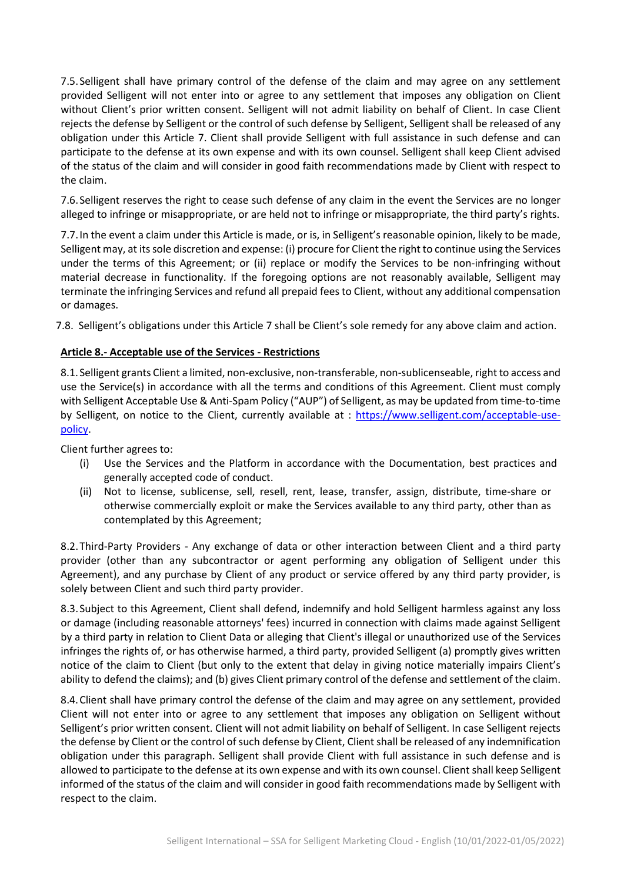7.5. Selligent shall have primary control of the defense of the claim and may agree on any settlement provided Selligent will not enter into or agree to any settlement that imposes any obligation on Client without Client's prior written consent. Selligent will not admit liability on behalf of Client. In case Client rejects the defense by Selligent or the control of such defense by Selligent, Selligent shall be released of any obligation under this Article 7. Client shall provide Selligent with full assistance in such defense and can participate to the defense at its own expense and with its own counsel. Selligent shall keep Client advised of the status of the claim and will consider in good faith recommendations made by Client with respect to the claim.

7.6. Selligent reserves the right to cease such defense of any claim in the event the Services are no longer alleged to infringe or misappropriate, or are held not to infringe or misappropriate, the third party's rights.

7.7. In the event a claim under this Article is made, or is, in Selligent's reasonable opinion, likely to be made, Selligent may, at its sole discretion and expense: (i) procure for Client the right to continue using the Services under the terms of this Agreement; or (ii) replace or modify the Services to be non-infringing without material decrease in functionality. If the foregoing options are not reasonably available, Selligent may terminate the infringing Services and refund all prepaid fees to Client, without any additional compensation or damages.

7.8. Selligent's obligations under this Article 7 shall be Client's sole remedy for any above claim and action.

**Article 8.- Acceptable use of the Services - Restrictions**

8.1. Selligent grants Client a limited, non-exclusive, non-transferable, non-sublicenseable, right to access and use the Service(s) in accordance with all the terms and conditions of this Agreement. Client must comply with Selligent Acceptable Use & Anti-Spam Policy ("AUP") of Selligent, as may be updated from time-to-time by Selligent, on notice to the Client, currently available at : [https://www.selligent.com/acceptable-use-policy](https://www.selligent.com/acceptable-use-policy).

Client further agrees to:

(i) Use the Services and the Platform in accordance with the Documentation, best practices and generally accepted code of conduct.

(ii) Not to license, sublicense, sell, resell, rent, lease, transfer, assign, distribute, time-share or otherwise commercially exploit or make the Services available to any third party, other than as contemplated by this Agreement;

8.2. Third-Party Providers - Any exchange of data or other interaction between Client and a third party provider (other than any subcontractor or agent performing any obligation of Selligent under this Agreement), and any purchase by Client of any product or service offered by any third party provider, is solely between Client and such third party provider.

8.3. Subject to this Agreement, Client shall defend, indemnify and hold Selligent harmless against any loss or damage (including reasonable attorneys' fees) incurred in connection with claims made against Selligent by a third party in relation to Client Data or alleging that Client's illegal or unauthorized use of the Services infringes the rights of, or has otherwise harmed, a third party, provided Selligent (a) promptly gives written notice of the claim to Client (but only to the extent that delay in giving notice materially impairs Client's ability to defend the claims); and (b) gives Client primary control of the defense and settlement of the claim.

8.4. Client shall have primary control the defense of the claim and may agree on any settlement, provided Client will not enter into or agree to any settlement that imposes any obligation on Selligent without Selligent's prior written consent. Client will not admit liability on behalf of Selligent. In case Selligent rejects the defense by Client or the control of such defense by Client, Client shall be released of any indemnification obligation under this paragraph. Selligent shall provide Client with full assistance in such defense and is allowed to participate to the defense at its own expense and with its own counsel. Client shall keep Selligent informed of the status of the claim and will consider in good faith recommendations made by Selligent with respect to the claim.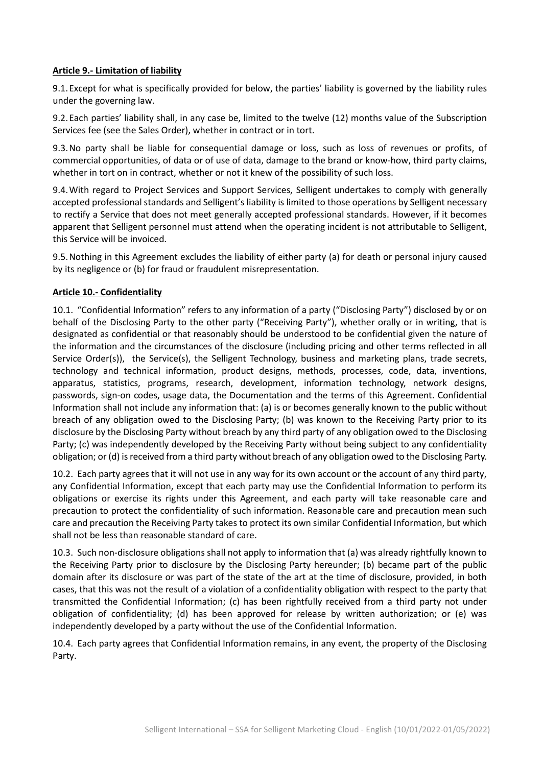**Article 9.- Limitation of liability**

9.1. Except for what is specifically provided for below, the parties' liability is governed by the liability rules under the governing law.

9.2. Each parties' liability shall, in any case be, limited to the twelve (12) months value of the Subscription Services fee (see the Sales Order), whether in contract or in tort.

9.3. No party shall be liable for consequential damage or loss, such as loss of revenues or profits, of commercial opportunities, of data or of use of data, damage to the brand or know-how, third party claims, whether in tort on in contract, whether or not it knew of the possibility of such loss.

9.4. With regard to Project Services and Support Services, Selligent undertakes to comply with generally accepted professional standards and Selligent's liability is limited to those operations by Selligent necessary to rectify a Service that does not meet generally accepted professional standards. However, if it becomes apparent that Selligent personnel must attend when the operating incident is not attributable to Selligent, this Service will be invoiced.

9.5. Nothing in this Agreement excludes the liability of either party (a) for death or personal injury caused by its negligence or (b) for fraud or fraudulent misrepresentation.

**Article 10.- Confidentiality**

10.1. "Confidential Information" refers to any information of a party ("Disclosing Party") disclosed by or on behalf of the Disclosing Party to the other party ("Receiving Party"), whether orally or in writing, that is designated as confidential or that reasonably should be understood to be confidential given the nature of the information and the circumstances of the disclosure (including pricing and other terms reflected in all Service Order(s)), the Service(s), the Selligent Technology, business and marketing plans, trade secrets, technology and technical information, product designs, methods, processes, code, data, inventions, apparatus, statistics, programs, research, development, information technology, network designs, passwords, sign-on codes, usage data, the Documentation and the terms of this Agreement. Confidential Information shall not include any information that: (a) is or becomes generally known to the public without breach of any obligation owed to the Disclosing Party; (b) was known to the Receiving Party prior to its disclosure by the Disclosing Party without breach by any third party of any obligation owed to the Disclosing Party; (c) was independently developed by the Receiving Party without being subject to any confidentiality obligation; or (d) is received from a third party without breach of any obligation owed to the Disclosing Party.

10.2. Each party agrees that it will not use in any way for its own account or the account of any third party, any Confidential Information, except that each party may use the Confidential Information to perform its obligations or exercise its rights under this Agreement, and each party will take reasonable care and precaution to protect the confidentiality of such information. Reasonable care and precaution mean such care and precaution the Receiving Party takes to protect its own similar Confidential Information, but which shall not be less than reasonable standard of care.

10.3. Such non-disclosure obligations shall not apply to information that (a) was already rightfully known to the Receiving Party prior to disclosure by the Disclosing Party hereunder; (b) became part of the public domain after its disclosure or was part of the state of the art at the time of disclosure, provided, in both cases, that this was not the result of a violation of a confidentiality obligation with respect to the party that transmitted the Confidential Information; (c) has been rightfully received from a third party not under obligation of confidentiality; (d) has been approved for release by written authorization; or (e) was independently developed by a party without the use of the Confidential Information.

10.4. Each party agrees that Confidential Information remains, in any event, the property of the Disclosing Party.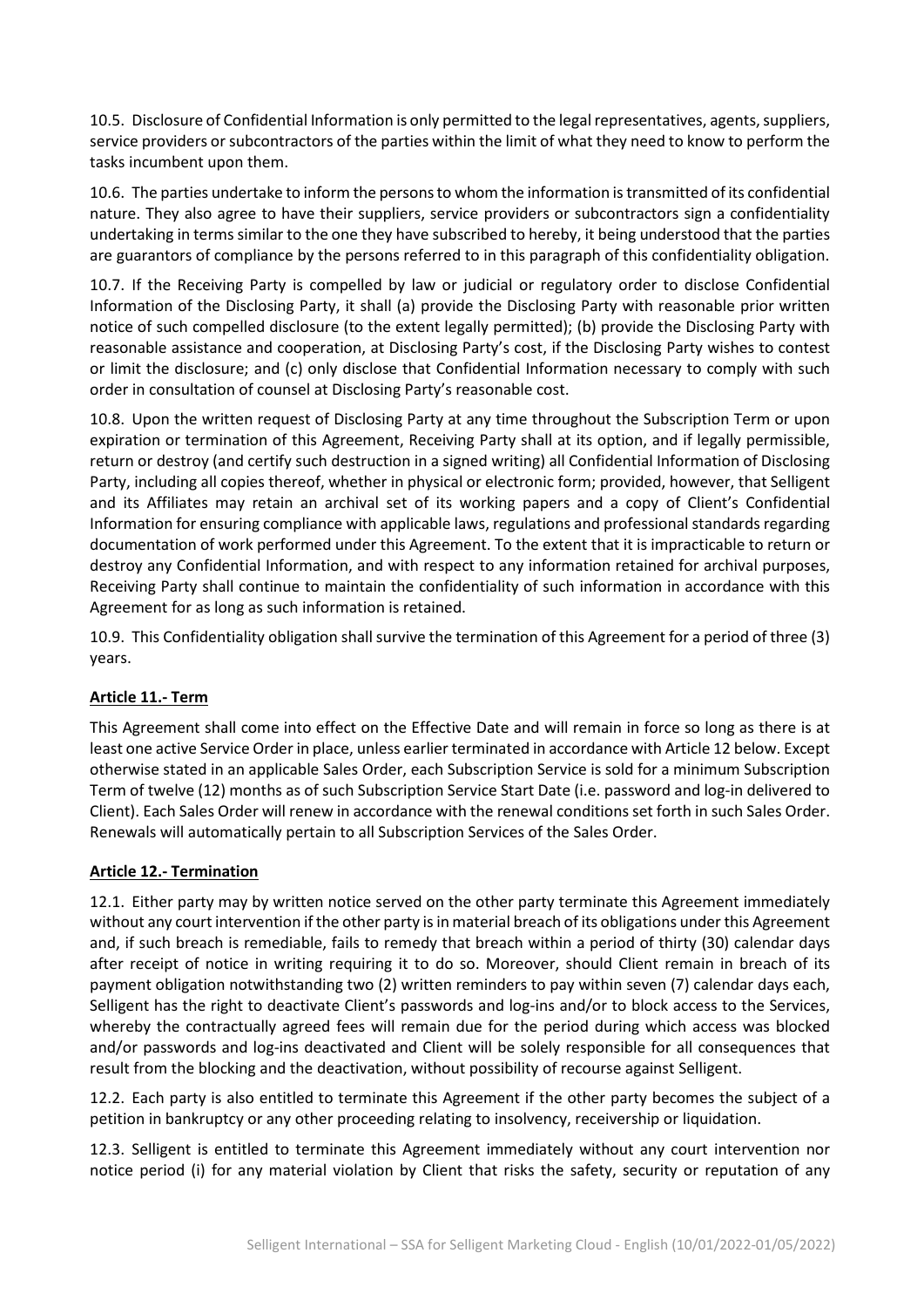10.5. Disclosure of Confidential Information is only permitted to the legal representatives, agents, suppliers, service providers or subcontractors of the parties within the limit of what they need to know to perform the tasks incumbent upon them.

10.6. The parties undertake to inform the persons to whom the information is transmitted of its confidential nature. They also agree to have their suppliers, service providers or subcontractors sign a confidentiality undertaking in terms similar to the one they have subscribed to hereby, it being understood that the parties are guarantors of compliance by the persons referred to in this paragraph of this confidentiality obligation.

10.7. If the Receiving Party is compelled by law or judicial or regulatory order to disclose Confidential Information of the Disclosing Party, it shall (a) provide the Disclosing Party with reasonable prior written notice of such compelled disclosure (to the extent legally permitted); (b) provide the Disclosing Party with reasonable assistance and cooperation, at Disclosing Party's cost, if the Disclosing Party wishes to contest or limit the disclosure; and (c) only disclose that Confidential Information necessary to comply with such order in consultation of counsel at Disclosing Party's reasonable cost.

10.8. Upon the written request of Disclosing Party at any time throughout the Subscription Term or upon expiration or termination of this Agreement, Receiving Party shall at its option, and if legally permissible, return or destroy (and certify such destruction in a signed writing) all Confidential Information of Disclosing Party, including all copies thereof, whether in physical or electronic form; provided, however, that Selligent and its Affiliates may retain an archival set of its working papers and a copy of Client's Confidential Information for ensuring compliance with applicable laws, regulations and professional standards regarding documentation of work performed under this Agreement. To the extent that it is impracticable to return or destroy any Confidential Information, and with respect to any information retained for archival purposes, Receiving Party shall continue to maintain the confidentiality of such information in accordance with this Agreement for as long as such information is retained.

10.9. This Confidentiality obligation shall survive the termination of this Agreement for a period of three (3) years.

## Article 11.- Term

This Agreement shall come into effect on the Effective Date and will remain in force so long as there is at least one active Service Order in place, unless earlier terminated in accordance with Article 12 below. Except otherwise stated in an applicable Sales Order, each Subscription Service is sold for a minimum Subscription Term of twelve (12) months as of such Subscription Service Start Date (i.e. password and log-in delivered to Client). Each Sales Order will renew in accordance with the renewal conditions set forth in such Sales Order. Renewals will automatically pertain to all Subscription Services of the Sales Order.

## Article 12.- Termination

12.1. Either party may by written notice served on the other party terminate this Agreement immediately without any court intervention if the other party is in material breach of its obligations under this Agreement and, if such breach is remediable, fails to remedy that breach within a period of thirty (30) calendar days after receipt of notice in writing requiring it to do so. Moreover, should Client remain in breach of its payment obligation notwithstanding two (2) written reminders to pay within seven (7) calendar days each, Selligent has the right to deactivate Client's passwords and log-ins and/or to block access to the Services, whereby the contractually agreed fees will remain due for the period during which access was blocked and/or passwords and log-ins deactivated and Client will be solely responsible for all consequences that result from the blocking and the deactivation, without possibility of recourse against Selligent.

12.2. Each party is also entitled to terminate this Agreement if the other party becomes the subject of a petition in bankruptcy or any other proceeding relating to insolvency, receivership or liquidation.

12.3. Selligent is entitled to terminate this Agreement immediately without any court intervention nor notice period (i) for any material violation by Client that risks the safety, security or reputation of any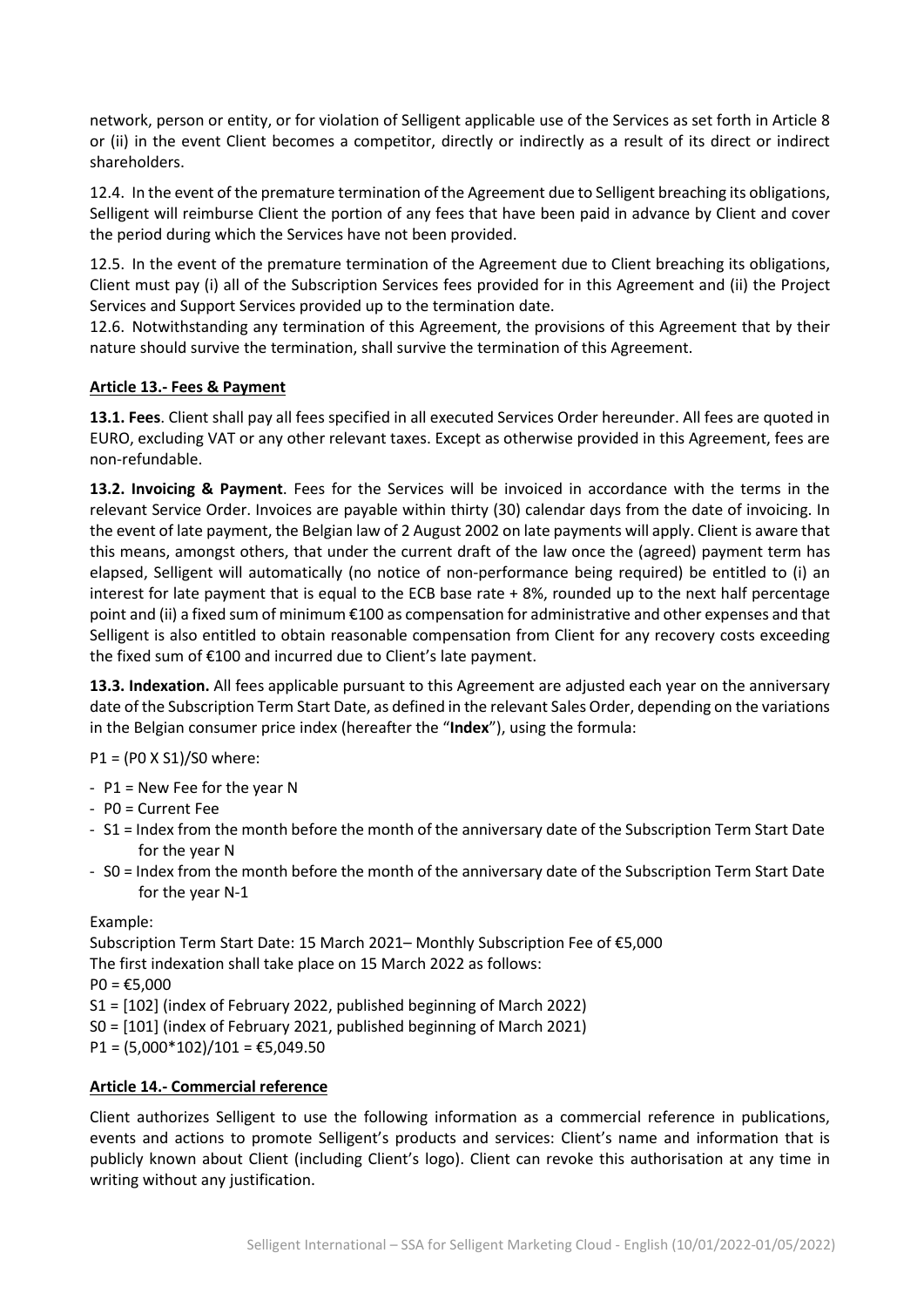network, person or entity, or for violation of Selligent applicable use of the Services as set forth in Article 8 or (ii) in the event Client becomes a competitor, directly or indirectly as a result of its direct or indirect shareholders.

12.4. In the event of the premature termination of the Agreement due to Selligent breaching its obligations, Selligent will reimburse Client the portion of any fees that have been paid in advance by Client and cover the period during which the Services have not been provided.

12.5. In the event of the premature termination of the Agreement due to Client breaching its obligations, Client must pay (i) all of the Subscription Services fees provided for in this Agreement and (ii) the Project Services and Support Services provided up to the termination date.

12.6. Notwithstanding any termination of this Agreement, the provisions of this Agreement that by their nature should survive the termination, shall survive the termination of this Agreement.

## Article 13.- Fees & Payment

**13.1. Fees**. Client shall pay all fees specified in all executed Services Order hereunder. All fees are quoted in EURO, excluding VAT or any other relevant taxes. Except as otherwise provided in this Agreement, fees are non-refundable.

**13.2. Invoicing & Payment**. Fees for the Services will be invoiced in accordance with the terms in the relevant Service Order. Invoices are payable within thirty (30) calendar days from the date of invoicing. In the event of late payment, the Belgian law of 2 August 2002 on late payments will apply. Client is aware that this means, amongst others, that under the current draft of the law once the (agreed) payment term has elapsed, Selligent will automatically (no notice of non-performance being required) be entitled to (i) an interest for late payment that is equal to the ECB base rate + 8%, rounded up to the next half percentage point and (ii) a fixed sum of minimum €100 as compensation for administrative and other expenses and that Selligent is also entitled to obtain reasonable compensation from Client for any recovery costs exceeding the fixed sum of €100 and incurred due to Client's late payment.

**13.3. Indexation.** All fees applicable pursuant to this Agreement are adjusted each year on the anniversary date of the Subscription Term Start Date, as defined in the relevant Sales Order, depending on the variations in the Belgian consumer price index (hereafter the "**Index**"), using the formula:

$P1 = (P0 \times S1)/S0$ where:

- P1 = New Fee for the year N
- P0 = Current Fee
- S1 = Index from the month before the month of the anniversary date of the Subscription Term Start Date for the year N
- S0 = Index from the month before the month of the anniversary date of the Subscription Term Start Date for the year N-1

Example:

Subscription Term Start Date: 15 March 2021– Monthly Subscription Fee of €5,000
The first indexation shall take place on 15 March 2022 as follows:
P0 = €5,000
S1 = [102] (index of February 2022, published beginning of March 2022)
S0 = [101] (index of February 2021, published beginning of March 2021)
P1 = (5,000*102)/101 = €5,049.50

## Article 14.- Commercial reference

Client authorizes Selligent to use the following information as a commercial reference in publications, events and actions to promote Selligent's products and services: Client's name and information that is publicly known about Client (including Client's logo). Client can revoke this authorisation at any time in writing without any justification.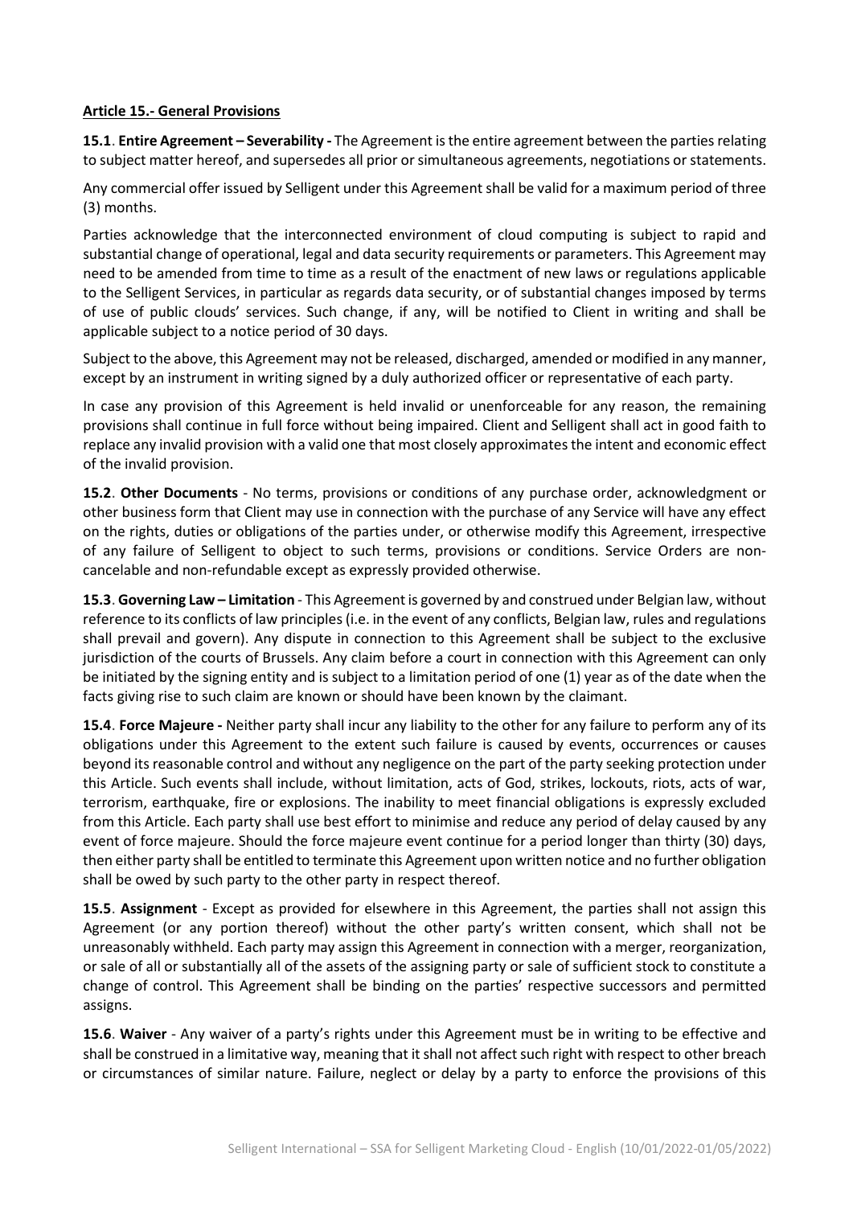## Article 15.- General Provisions

**15.1**. **Entire Agreement – Severability -** The Agreement is the entire agreement between the parties relating to subject matter hereof, and supersedes all prior or simultaneous agreements, negotiations or statements.

Any commercial offer issued by Selligent under this Agreement shall be valid for a maximum period of three (3) months.

Parties acknowledge that the interconnected environment of cloud computing is subject to rapid and substantial change of operational, legal and data security requirements or parameters. This Agreement may need to be amended from time to time as a result of the enactment of new laws or regulations applicable to the Selligent Services, in particular as regards data security, or of substantial changes imposed by terms of use of public clouds' services. Such change, if any, will be notified to Client in writing and shall be applicable subject to a notice period of 30 days.

Subject to the above, this Agreement may not be released, discharged, amended or modified in any manner, except by an instrument in writing signed by a duly authorized officer or representative of each party.

In case any provision of this Agreement is held invalid or unenforceable for any reason, the remaining provisions shall continue in full force without being impaired. Client and Selligent shall act in good faith to replace any invalid provision with a valid one that most closely approximates the intent and economic effect of the invalid provision.

**15.2**. **Other Documents** - No terms, provisions or conditions of any purchase order, acknowledgment or other business form that Client may use in connection with the purchase of any Service will have any effect on the rights, duties or obligations of the parties under, or otherwise modify this Agreement, irrespective of any failure of Selligent to object to such terms, provisions or conditions. Service Orders are non-cancelable and non-refundable except as expressly provided otherwise.

**15.3**. **Governing Law – Limitation** - This Agreement is governed by and construed under Belgian law, without reference to its conflicts of law principles (i.e. in the event of any conflicts, Belgian law, rules and regulations shall prevail and govern). Any dispute in connection to this Agreement shall be subject to the exclusive jurisdiction of the courts of Brussels. Any claim before a court in connection with this Agreement can only be initiated by the signing entity and is subject to a limitation period of one (1) year as of the date when the facts giving rise to such claim are known or should have been known by the claimant.

**15.4**. **Force Majeure -** Neither party shall incur any liability to the other for any failure to perform any of its obligations under this Agreement to the extent such failure is caused by events, occurrences or causes beyond its reasonable control and without any negligence on the part of the party seeking protection under this Article. Such events shall include, without limitation, acts of God, strikes, lockouts, riots, acts of war, terrorism, earthquake, fire or explosions. The inability to meet financial obligations is expressly excluded from this Article. Each party shall use best effort to minimise and reduce any period of delay caused by any event of force majeure. Should the force majeure event continue for a period longer than thirty (30) days, then either party shall be entitled to terminate this Agreement upon written notice and no further obligation shall be owed by such party to the other party in respect thereof.

**15.5**. **Assignment** - Except as provided for elsewhere in this Agreement, the parties shall not assign this Agreement (or any portion thereof) without the other party's written consent, which shall not be unreasonably withheld. Each party may assign this Agreement in connection with a merger, reorganization, or sale of all or substantially all of the assets of the assigning party or sale of sufficient stock to constitute a change of control. This Agreement shall be binding on the parties' respective successors and permitted assigns.

**15.6**. **Waiver** - Any waiver of a party's rights under this Agreement must be in writing to be effective and shall be construed in a limitative way, meaning that it shall not affect such right with respect to other breach or circumstances of similar nature. Failure, neglect or delay by a party to enforce the provisions of this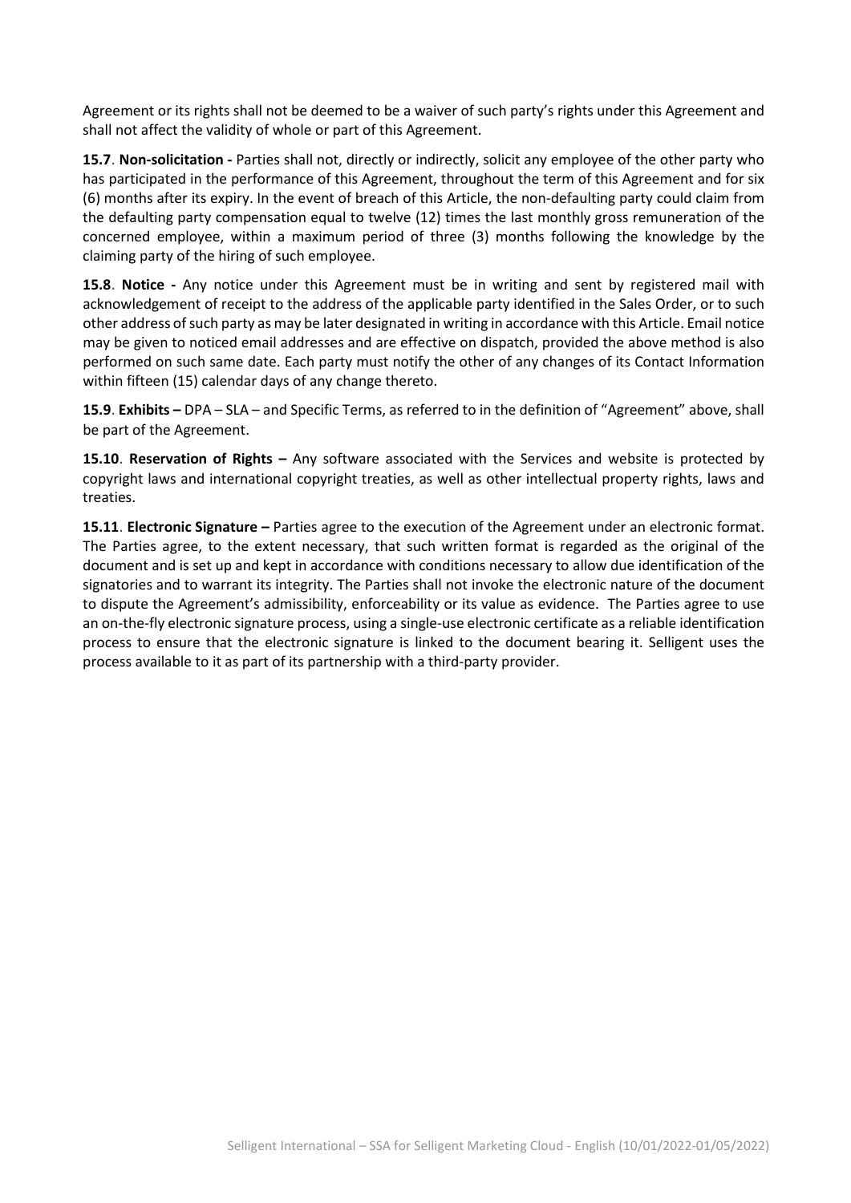Agreement or its rights shall not be deemed to be a waiver of such party's rights under this Agreement and shall not affect the validity of whole or part of this Agreement.

**15.7**. **Non-solicitation -** Parties shall not, directly or indirectly, solicit any employee of the other party who has participated in the performance of this Agreement, throughout the term of this Agreement and for six (6) months after its expiry. In the event of breach of this Article, the non-defaulting party could claim from the defaulting party compensation equal to twelve (12) times the last monthly gross remuneration of the concerned employee, within a maximum period of three (3) months following the knowledge by the claiming party of the hiring of such employee.

**15.8**. **Notice -** Any notice under this Agreement must be in writing and sent by registered mail with acknowledgement of receipt to the address of the applicable party identified in the Sales Order, or to such other address of such party as may be later designated in writing in accordance with this Article. Email notice may be given to noticed email addresses and are effective on dispatch, provided the above method is also performed on such same date. Each party must notify the other of any changes of its Contact Information within fifteen (15) calendar days of any change thereto.

**15.9**. **Exhibits –** DPA – SLA – and Specific Terms, as referred to in the definition of "Agreement" above, shall be part of the Agreement.

**15.10**. **Reservation of Rights –** Any software associated with the Services and website is protected by copyright laws and international copyright treaties, as well as other intellectual property rights, laws and treaties.

**15.11**. **Electronic Signature –** Parties agree to the execution of the Agreement under an electronic format. The Parties agree, to the extent necessary, that such written format is regarded as the original of the document and is set up and kept in accordance with conditions necessary to allow due identification of the signatories and to warrant its integrity. The Parties shall not invoke the electronic nature of the document to dispute the Agreement's admissibility, enforceability or its value as evidence. The Parties agree to use an on-the-fly electronic signature process, using a single-use electronic certificate as a reliable identification process to ensure that the electronic signature is linked to the document bearing it. Selligent uses the process available to it as part of its partnership with a third-party provider.